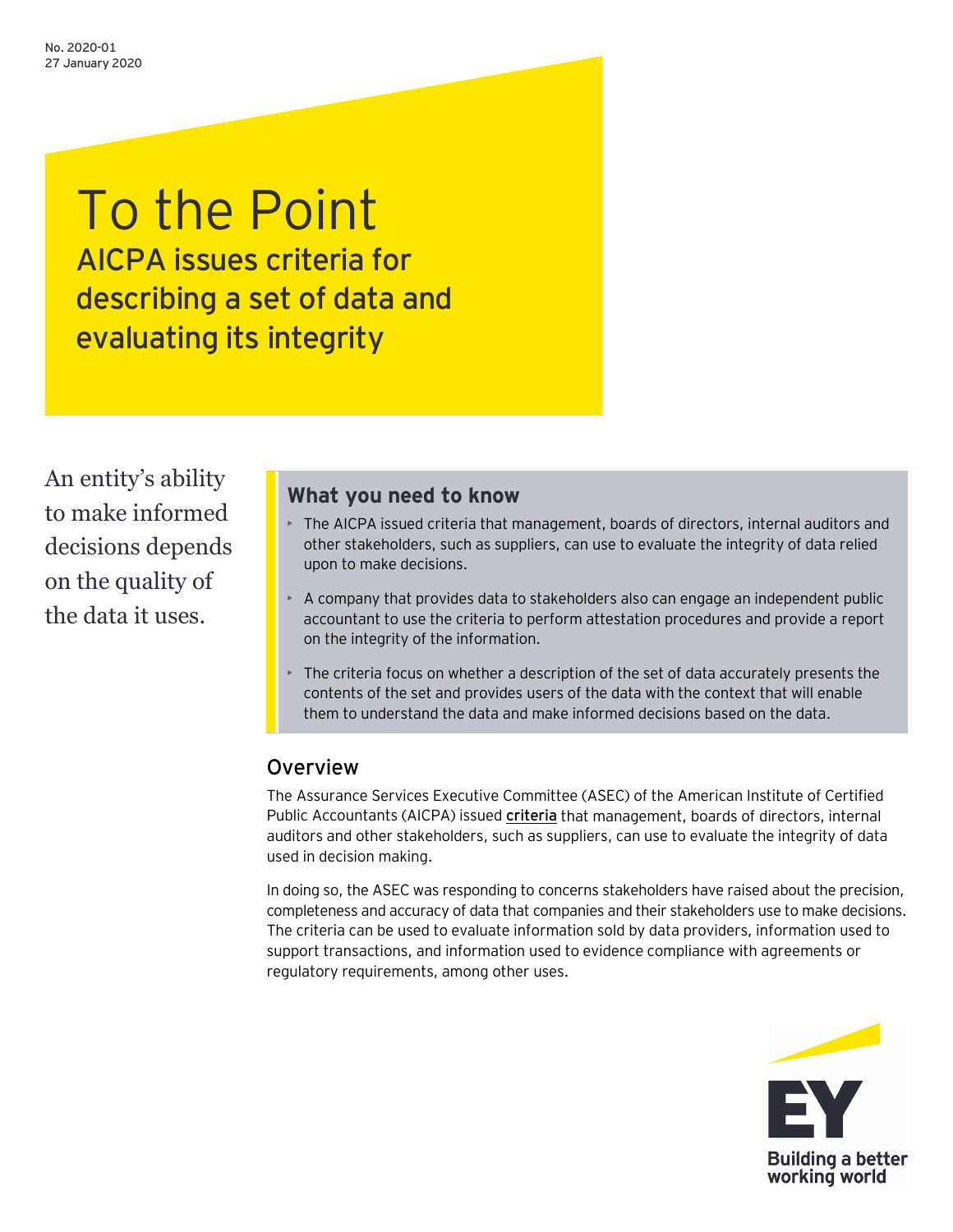No. 2020-01
27 January 2020

# To the Point

## AICPA issues criteria for describing a set of data and evaluating its integrity

An entity's ability to make informed decisions depends on the quality of the data it uses.

### What you need to know

- The AICPA issued criteria that management, boards of directors, internal auditors and other stakeholders, such as suppliers, can use to evaluate the integrity of data relied upon to make decisions.
- A company that provides data to stakeholders also can engage an independent public accountant to use the criteria to perform attestation procedures and provide a report on the integrity of the information.
- The criteria focus on whether a description of the set of data accurately presents the contents of the set and provides users of the data with the context that will enable them to understand the data and make informed decisions based on the data.

### Overview

The Assurance Services Executive Committee (ASEC) of the American Institute of Certified Public Accountants (AICPA) issued **criteria** that management, boards of directors, internal auditors and other stakeholders, such as suppliers, can use to evaluate the integrity of data used in decision making.

In doing so, the ASEC was responding to concerns stakeholders have raised about the precision, completeness and accuracy of data that companies and their stakeholders use to make decisions. The criteria can be used to evaluate information sold by data providers, information used to support transactions, and information used to evidence compliance with agreements or regulatory requirements, among other uses.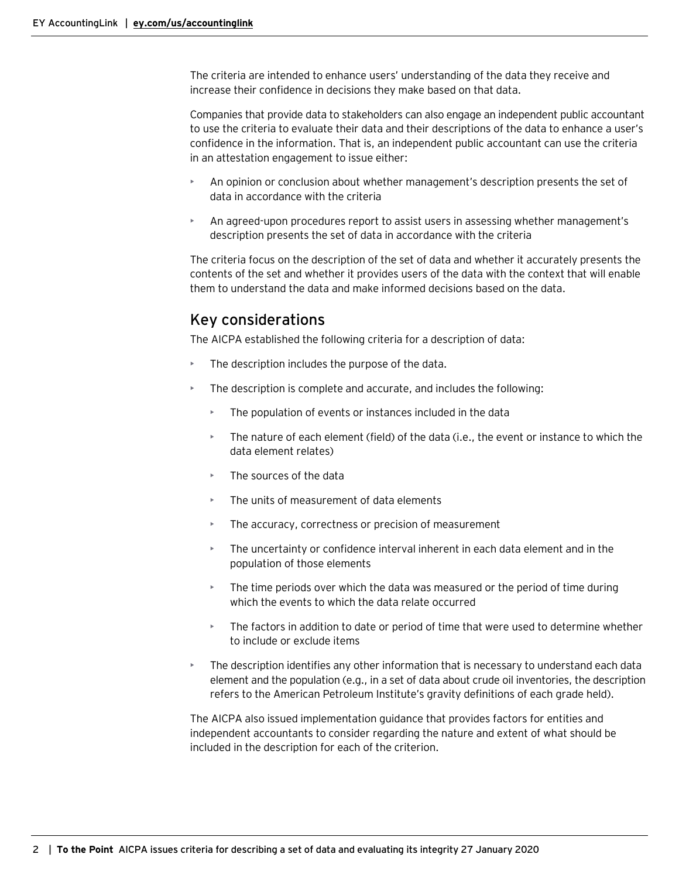The criteria are intended to enhance users' understanding of the data they receive and increase their confidence in decisions they make based on that data.

Companies that provide data to stakeholders can also engage an independent public accountant to use the criteria to evaluate their data and their descriptions of the data to enhance a user's confidence in the information. That is, an independent public accountant can use the criteria in an attestation engagement to issue either:

- An opinion or conclusion about whether management's description presents the set of data in accordance with the criteria
- An agreed-upon procedures report to assist users in assessing whether management's description presents the set of data in accordance with the criteria

The criteria focus on the description of the set of data and whether it accurately presents the contents of the set and whether it provides users of the data with the context that will enable them to understand the data and make informed decisions based on the data.

## Key considerations

The AICPA established the following criteria for a description of data:

- The description includes the purpose of the data.
- The description is complete and accurate, and includes the following:
  - The population of events or instances included in the data
  - The nature of each element (field) of the data (i.e., the event or instance to which the data element relates)
  - The sources of the data
  - The units of measurement of data elements
  - The accuracy, correctness or precision of measurement
  - The uncertainty or confidence interval inherent in each data element and in the population of those elements
  - The time periods over which the data was measured or the period of time during which the events to which the data relate occurred
  - The factors in addition to date or period of time that were used to determine whether to include or exclude items
- The description identifies any other information that is necessary to understand each data element and the population (e.g., in a set of data about crude oil inventories, the description refers to the American Petroleum Institute's gravity definitions of each grade held).

The AICPA also issued implementation guidance that provides factors for entities and independent accountants to consider regarding the nature and extent of what should be included in the description for each of the criterion.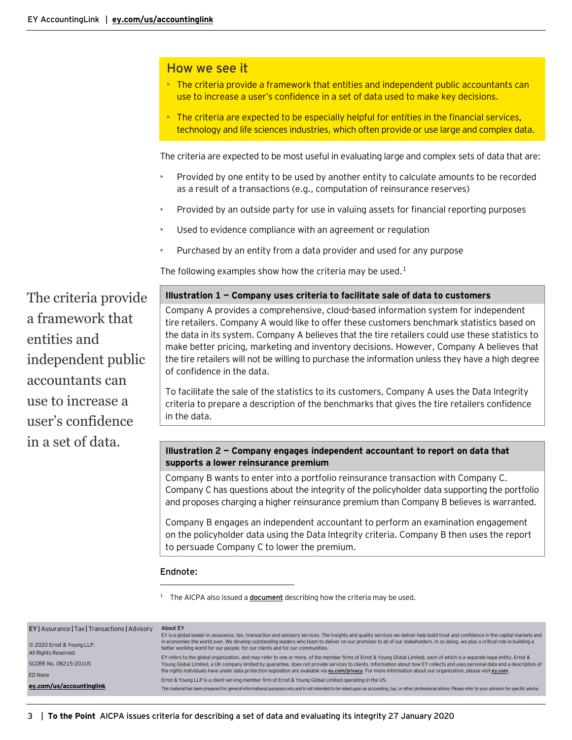## How we see it

- The criteria provide a framework that entities and independent public accountants can use to increase a user's confidence in a set of data used to make key decisions.
- The criteria are expected to be especially helpful for entities in the financial services, technology and life sciences industries, which often provide or use large and complex data.

The criteria are expected to be most useful in evaluating large and complex sets of data that are:

- Provided by one entity to be used by another entity to calculate amounts to be recorded as a result of a transactions (e.g., computation of reinsurance reserves)
- Provided by an outside party for use in valuing assets for financial reporting purposes
- Used to evidence compliance with an agreement or regulation
- Purchased by an entity from a data provider and used for any purpose

The following examples show how the criteria may be used.[1]

The criteria provide a framework that entities and independent public accountants can use to increase a user's confidence in a set of data.

**Illustration 1 — Company uses criteria to facilitate sale of data to customers**

Company A provides a comprehensive, cloud-based information system for independent tire retailers. Company A would like to offer these customers benchmark statistics based on the data in its system. Company A believes that the tire retailers could use these statistics to make better pricing, marketing and inventory decisions. However, Company A believes that the tire retailers will not be willing to purchase the information unless they have a high degree of confidence in the data.

To facilitate the sale of the statistics to its customers, Company A uses the Data Integrity criteria to prepare a description of the benchmarks that gives the tire retailers confidence in the data.

**Illustration 2 — Company engages independent accountant to report on data that supports a lower reinsurance premium**

Company B wants to enter into a portfolio reinsurance transaction with Company C. Company C has questions about the integrity of the policyholder data supporting the portfolio and proposes charging a higher reinsurance premium than Company B believes is warranted.

Company B engages an independent accountant to perform an examination engagement on the policyholder data using the Data Integrity criteria. Company B then uses the report to persuade Company C to lower the premium.

**Endnote:**

[1] The AICPA also issued a document describing how the criteria may be used.

EY | Assurance | Tax | Transactions | Advisory

© 2020 Ernst & Young LLP.
All Rights Reserved.

SCORE No. 08215-201US

ED None

ey.com/us/accountinglink

**About EY**

EY is a global leader in assurance, tax, transaction and advisory services. The insights and quality services we deliver help build trust and confidence in the capital markets and in economies the world over. We develop outstanding leaders who team to deliver on our promises to all of our stakeholders. In so doing, we play a critical role in building a better working world for our people, for our clients and for our communities.

EY refers to the global organization, and may refer to one or more, of the member firms of Ernst & Young Global Limited, each of which is a separate legal entity. Ernst & Young Global Limited, a UK company limited by guarantee, does not provide services to clients. Information about how EY collects and uses personal data and a description of the rights individuals have under data protection legislation are available via ey.com/privacy. For more information about our organization, please visit ey.com.

Ernst & Young LLP is a client-serving member firm of Ernst & Young Global Limited operating in the US.

This material has been prepared for general informational purposes only and is not intended to be relied upon as accounting, tax, or other professional advice. Please refer to your advisors for specific advice.